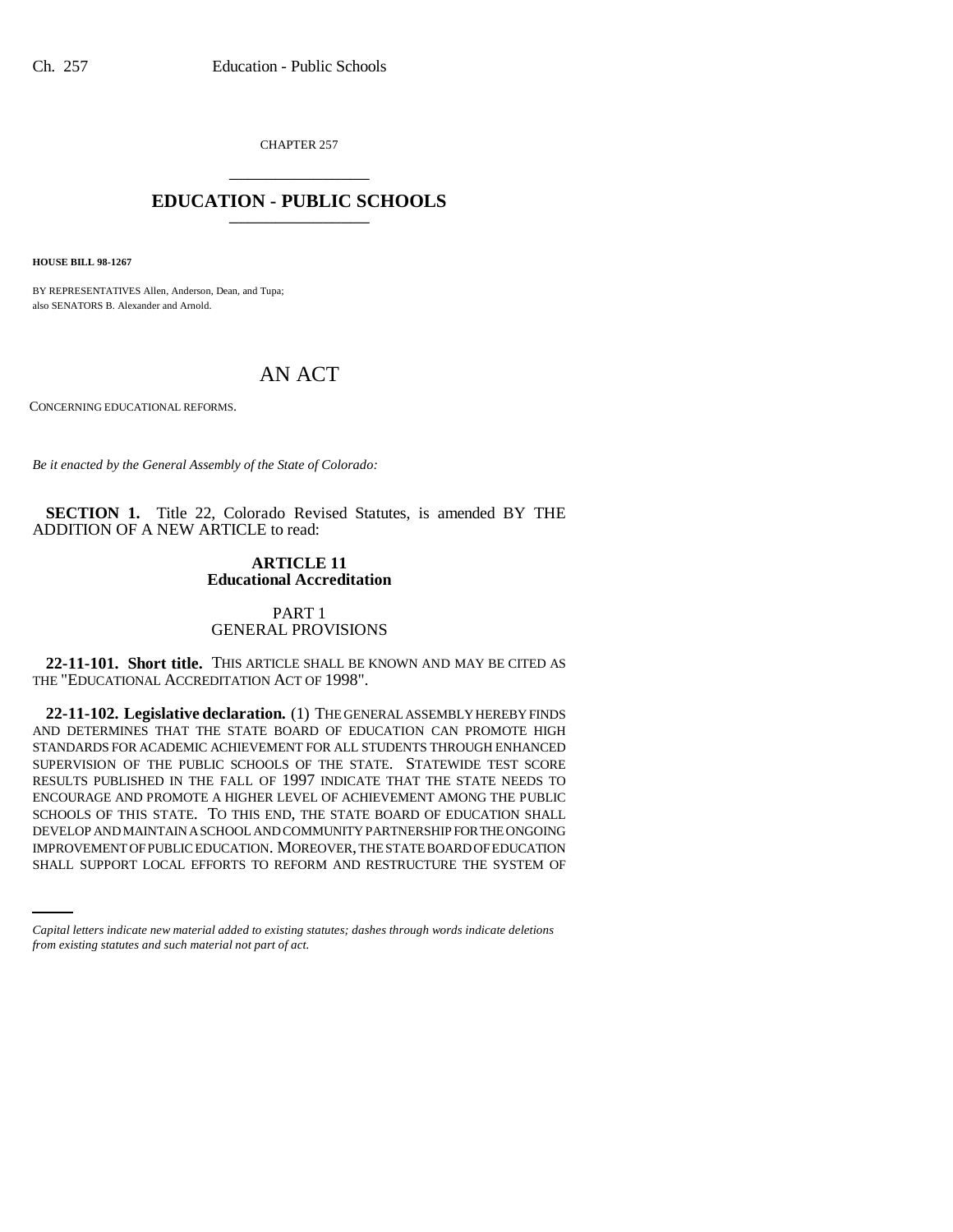CHAPTER 257

## EDUCATION - PUBLIC SCHOOLS

**HOUSE BILL 98-1267**

BY REPRESENTATIVES Allen, Anderson, Dean, and Tupa;
also SENATORS B. Alexander and Arnold.

# AN ACT

CONCERNING EDUCATIONAL REFORMS.

*Be it enacted by the General Assembly of the State of Colorado:*

**SECTION 1.** Title 22, Colorado Revised Statutes, is amended BY THE ADDITION OF A NEW ARTICLE to read:

### ARTICLE 11
### Educational Accreditation

#### PART 1
#### GENERAL PROVISIONS

**22-11-101. Short title.** THIS ARTICLE SHALL BE KNOWN AND MAY BE CITED AS THE "EDUCATIONAL ACCREDITATION ACT OF 1998".

**22-11-102. Legislative declaration.** (1) THE GENERAL ASSEMBLY HEREBY FINDS AND DETERMINES THAT THE STATE BOARD OF EDUCATION CAN PROMOTE HIGH STANDARDS FOR ACADEMIC ACHIEVEMENT FOR ALL STUDENTS THROUGH ENHANCED SUPERVISION OF THE PUBLIC SCHOOLS OF THE STATE. STATEWIDE TEST SCORE RESULTS PUBLISHED IN THE FALL OF 1997 INDICATE THAT THE STATE NEEDS TO ENCOURAGE AND PROMOTE A HIGHER LEVEL OF ACHIEVEMENT AMONG THE PUBLIC SCHOOLS OF THIS STATE. TO THIS END, THE STATE BOARD OF EDUCATION SHALL DEVELOP AND MAINTAIN A SCHOOL AND COMMUNITY PARTNERSHIP FOR THE ONGOING IMPROVEMENT OF PUBLIC EDUCATION. MOREOVER, THE STATE BOARD OF EDUCATION SHALL SUPPORT LOCAL EFFORTS TO REFORM AND RESTRUCTURE THE SYSTEM OF

*Capital letters indicate new material added to existing statutes; dashes through words indicate deletions from existing statutes and such material not part of act.*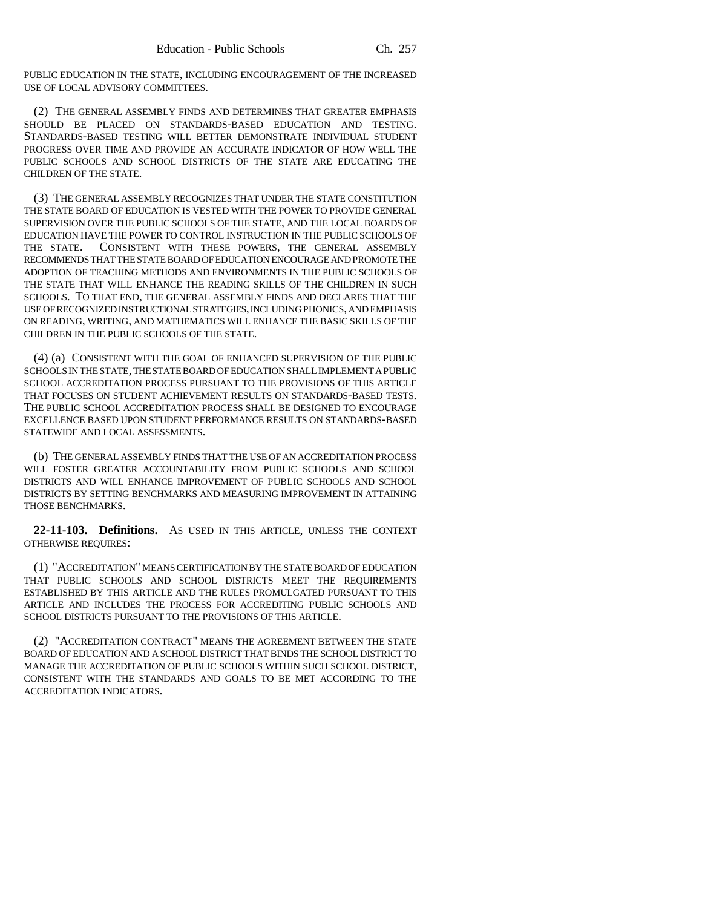PUBLIC EDUCATION IN THE STATE, INCLUDING ENCOURAGEMENT OF THE INCREASED USE OF LOCAL ADVISORY COMMITTEES.

(2) THE GENERAL ASSEMBLY FINDS AND DETERMINES THAT GREATER EMPHASIS SHOULD BE PLACED ON STANDARDS-BASED EDUCATION AND TESTING. STANDARDS-BASED TESTING WILL BETTER DEMONSTRATE INDIVIDUAL STUDENT PROGRESS OVER TIME AND PROVIDE AN ACCURATE INDICATOR OF HOW WELL THE PUBLIC SCHOOLS AND SCHOOL DISTRICTS OF THE STATE ARE EDUCATING THE CHILDREN OF THE STATE.

(3) THE GENERAL ASSEMBLY RECOGNIZES THAT UNDER THE STATE CONSTITUTION THE STATE BOARD OF EDUCATION IS VESTED WITH THE POWER TO PROVIDE GENERAL SUPERVISION OVER THE PUBLIC SCHOOLS OF THE STATE, AND THE LOCAL BOARDS OF EDUCATION HAVE THE POWER TO CONTROL INSTRUCTION IN THE PUBLIC SCHOOLS OF THE STATE. CONSISTENT WITH THESE POWERS, THE GENERAL ASSEMBLY RECOMMENDS THAT THE STATE BOARD OF EDUCATION ENCOURAGE AND PROMOTE THE ADOPTION OF TEACHING METHODS AND ENVIRONMENTS IN THE PUBLIC SCHOOLS OF THE STATE THAT WILL ENHANCE THE READING SKILLS OF THE CHILDREN IN SUCH SCHOOLS. TO THAT END, THE GENERAL ASSEMBLY FINDS AND DECLARES THAT THE USE OF RECOGNIZED INSTRUCTIONAL STRATEGIES, INCLUDING PHONICS, AND EMPHASIS ON READING, WRITING, AND MATHEMATICS WILL ENHANCE THE BASIC SKILLS OF THE CHILDREN IN THE PUBLIC SCHOOLS OF THE STATE.

(4) (a) CONSISTENT WITH THE GOAL OF ENHANCED SUPERVISION OF THE PUBLIC SCHOOLS IN THE STATE, THE STATE BOARD OF EDUCATION SHALL IMPLEMENT A PUBLIC SCHOOL ACCREDITATION PROCESS PURSUANT TO THE PROVISIONS OF THIS ARTICLE THAT FOCUSES ON STUDENT ACHIEVEMENT RESULTS ON STANDARDS-BASED TESTS. THE PUBLIC SCHOOL ACCREDITATION PROCESS SHALL BE DESIGNED TO ENCOURAGE EXCELLENCE BASED UPON STUDENT PERFORMANCE RESULTS ON STANDARDS-BASED STATEWIDE AND LOCAL ASSESSMENTS.

(b) THE GENERAL ASSEMBLY FINDS THAT THE USE OF AN ACCREDITATION PROCESS WILL FOSTER GREATER ACCOUNTABILITY FROM PUBLIC SCHOOLS AND SCHOOL DISTRICTS AND WILL ENHANCE IMPROVEMENT OF PUBLIC SCHOOLS AND SCHOOL DISTRICTS BY SETTING BENCHMARKS AND MEASURING IMPROVEMENT IN ATTAINING THOSE BENCHMARKS.

**22-11-103. Definitions.** AS USED IN THIS ARTICLE, UNLESS THE CONTEXT OTHERWISE REQUIRES:

(1) "ACCREDITATION" MEANS CERTIFICATION BY THE STATE BOARD OF EDUCATION THAT PUBLIC SCHOOLS AND SCHOOL DISTRICTS MEET THE REQUIREMENTS ESTABLISHED BY THIS ARTICLE AND THE RULES PROMULGATED PURSUANT TO THIS ARTICLE AND INCLUDES THE PROCESS FOR ACCREDITING PUBLIC SCHOOLS AND SCHOOL DISTRICTS PURSUANT TO THE PROVISIONS OF THIS ARTICLE.

(2) "ACCREDITATION CONTRACT" MEANS THE AGREEMENT BETWEEN THE STATE BOARD OF EDUCATION AND A SCHOOL DISTRICT THAT BINDS THE SCHOOL DISTRICT TO MANAGE THE ACCREDITATION OF PUBLIC SCHOOLS WITHIN SUCH SCHOOL DISTRICT, CONSISTENT WITH THE STANDARDS AND GOALS TO BE MET ACCORDING TO THE ACCREDITATION INDICATORS.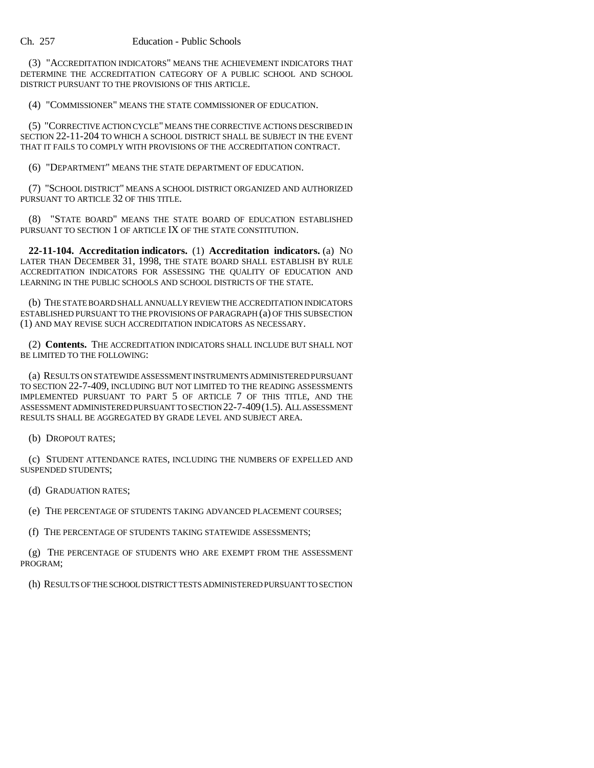(3) "ACCREDITATION INDICATORS" MEANS THE ACHIEVEMENT INDICATORS THAT DETERMINE THE ACCREDITATION CATEGORY OF A PUBLIC SCHOOL AND SCHOOL DISTRICT PURSUANT TO THE PROVISIONS OF THIS ARTICLE.

(4) "COMMISSIONER" MEANS THE STATE COMMISSIONER OF EDUCATION.

(5) "CORRECTIVE ACTION CYCLE" MEANS THE CORRECTIVE ACTIONS DESCRIBED IN SECTION 22-11-204 TO WHICH A SCHOOL DISTRICT SHALL BE SUBJECT IN THE EVENT THAT IT FAILS TO COMPLY WITH PROVISIONS OF THE ACCREDITATION CONTRACT.

(6) "DEPARTMENT" MEANS THE STATE DEPARTMENT OF EDUCATION.

(7) "SCHOOL DISTRICT" MEANS A SCHOOL DISTRICT ORGANIZED AND AUTHORIZED PURSUANT TO ARTICLE 32 OF THIS TITLE.

(8) "STATE BOARD" MEANS THE STATE BOARD OF EDUCATION ESTABLISHED PURSUANT TO SECTION 1 OF ARTICLE IX OF THE STATE CONSTITUTION.

**22-11-104. Accreditation indicators.** (1) **Accreditation indicators.** (a) NO LATER THAN DECEMBER 31, 1998, THE STATE BOARD SHALL ESTABLISH BY RULE ACCREDITATION INDICATORS FOR ASSESSING THE QUALITY OF EDUCATION AND LEARNING IN THE PUBLIC SCHOOLS AND SCHOOL DISTRICTS OF THE STATE.

(b) THE STATE BOARD SHALL ANNUALLY REVIEW THE ACCREDITATION INDICATORS ESTABLISHED PURSUANT TO THE PROVISIONS OF PARAGRAPH (a) OF THIS SUBSECTION (1) AND MAY REVISE SUCH ACCREDITATION INDICATORS AS NECESSARY.

(2) **Contents.** THE ACCREDITATION INDICATORS SHALL INCLUDE BUT SHALL NOT BE LIMITED TO THE FOLLOWING:

(a) RESULTS ON STATEWIDE ASSESSMENT INSTRUMENTS ADMINISTERED PURSUANT TO SECTION 22-7-409, INCLUDING BUT NOT LIMITED TO THE READING ASSESSMENTS IMPLEMENTED PURSUANT TO PART 5 OF ARTICLE 7 OF THIS TITLE, AND THE ASSESSMENT ADMINISTERED PURSUANT TO SECTION 22-7-409 (1.5). ALL ASSESSMENT RESULTS SHALL BE AGGREGATED BY GRADE LEVEL AND SUBJECT AREA.

(b) DROPOUT RATES;

(c) STUDENT ATTENDANCE RATES, INCLUDING THE NUMBERS OF EXPELLED AND SUSPENDED STUDENTS;

(d) GRADUATION RATES;

(e) THE PERCENTAGE OF STUDENTS TAKING ADVANCED PLACEMENT COURSES;

(f) THE PERCENTAGE OF STUDENTS TAKING STATEWIDE ASSESSMENTS;

(g) THE PERCENTAGE OF STUDENTS WHO ARE EXEMPT FROM THE ASSESSMENT PROGRAM;

(h) RESULTS OF THE SCHOOL DISTRICT TESTS ADMINISTERED PURSUANT TO SECTION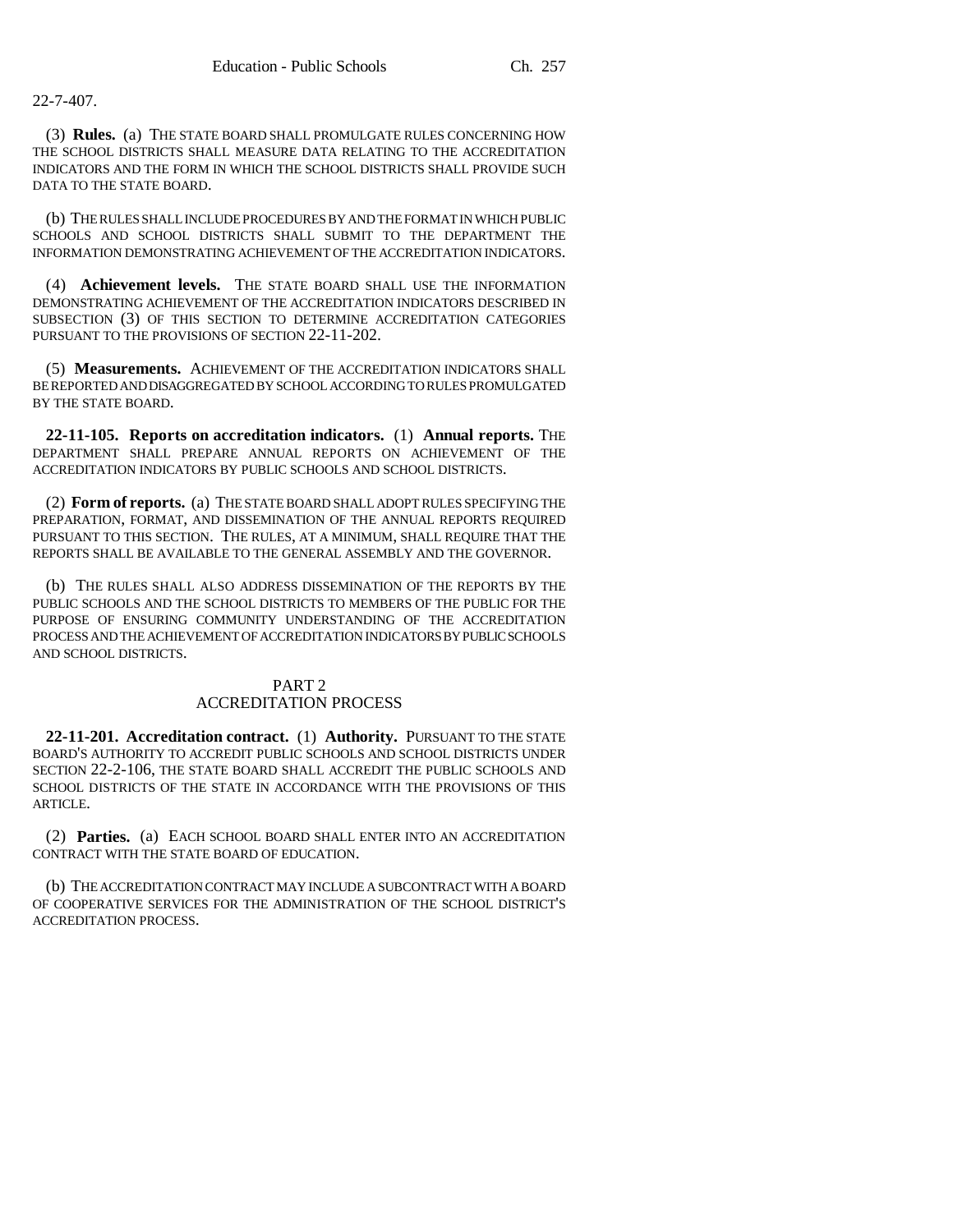22-7-407.

(3) **Rules.** (a) THE STATE BOARD SHALL PROMULGATE RULES CONCERNING HOW THE SCHOOL DISTRICTS SHALL MEASURE DATA RELATING TO THE ACCREDITATION INDICATORS AND THE FORM IN WHICH THE SCHOOL DISTRICTS SHALL PROVIDE SUCH DATA TO THE STATE BOARD.

(b) THE RULES SHALL INCLUDE PROCEDURES BY AND THE FORMAT IN WHICH PUBLIC SCHOOLS AND SCHOOL DISTRICTS SHALL SUBMIT TO THE DEPARTMENT THE INFORMATION DEMONSTRATING ACHIEVEMENT OF THE ACCREDITATION INDICATORS.

(4) **Achievement levels.** THE STATE BOARD SHALL USE THE INFORMATION DEMONSTRATING ACHIEVEMENT OF THE ACCREDITATION INDICATORS DESCRIBED IN SUBSECTION (3) OF THIS SECTION TO DETERMINE ACCREDITATION CATEGORIES PURSUANT TO THE PROVISIONS OF SECTION 22-11-202.

(5) **Measurements.** ACHIEVEMENT OF THE ACCREDITATION INDICATORS SHALL BE REPORTED AND DISAGGREGATED BY SCHOOL ACCORDING TO RULES PROMULGATED BY THE STATE BOARD.

**22-11-105. Reports on accreditation indicators.** (1) **Annual reports.** THE DEPARTMENT SHALL PREPARE ANNUAL REPORTS ON ACHIEVEMENT OF THE ACCREDITATION INDICATORS BY PUBLIC SCHOOLS AND SCHOOL DISTRICTS.

(2) **Form of reports.** (a) THE STATE BOARD SHALL ADOPT RULES SPECIFYING THE PREPARATION, FORMAT, AND DISSEMINATION OF THE ANNUAL REPORTS REQUIRED PURSUANT TO THIS SECTION. THE RULES, AT A MINIMUM, SHALL REQUIRE THAT THE REPORTS SHALL BE AVAILABLE TO THE GENERAL ASSEMBLY AND THE GOVERNOR.

(b) THE RULES SHALL ALSO ADDRESS DISSEMINATION OF THE REPORTS BY THE PUBLIC SCHOOLS AND THE SCHOOL DISTRICTS TO MEMBERS OF THE PUBLIC FOR THE PURPOSE OF ENSURING COMMUNITY UNDERSTANDING OF THE ACCREDITATION PROCESS AND THE ACHIEVEMENT OF ACCREDITATION INDICATORS BY PUBLIC SCHOOLS AND SCHOOL DISTRICTS.

## PART 2
## ACCREDITATION PROCESS

**22-11-201. Accreditation contract.** (1) **Authority.** PURSUANT TO THE STATE BOARD'S AUTHORITY TO ACCREDIT PUBLIC SCHOOLS AND SCHOOL DISTRICTS UNDER SECTION 22-2-106, THE STATE BOARD SHALL ACCREDIT THE PUBLIC SCHOOLS AND SCHOOL DISTRICTS OF THE STATE IN ACCORDANCE WITH THE PROVISIONS OF THIS ARTICLE.

(2) **Parties.** (a) EACH SCHOOL BOARD SHALL ENTER INTO AN ACCREDITATION CONTRACT WITH THE STATE BOARD OF EDUCATION.

(b) THE ACCREDITATION CONTRACT MAY INCLUDE A SUBCONTRACT WITH A BOARD OF COOPERATIVE SERVICES FOR THE ADMINISTRATION OF THE SCHOOL DISTRICT'S ACCREDITATION PROCESS.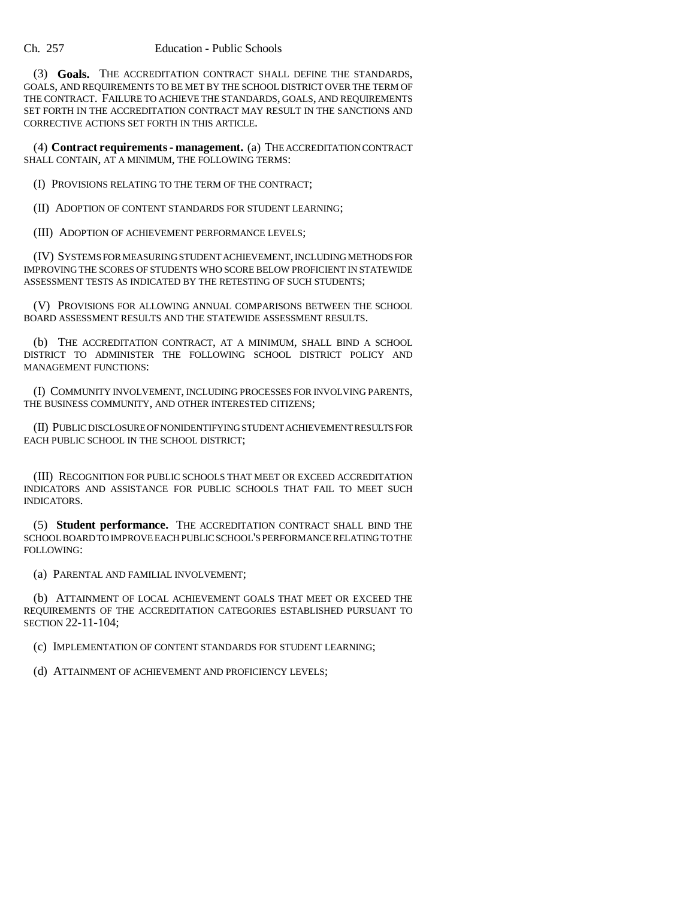(3) **Goals.** THE ACCREDITATION CONTRACT SHALL DEFINE THE STANDARDS, GOALS, AND REQUIREMENTS TO BE MET BY THE SCHOOL DISTRICT OVER THE TERM OF THE CONTRACT. FAILURE TO ACHIEVE THE STANDARDS, GOALS, AND REQUIREMENTS SET FORTH IN THE ACCREDITATION CONTRACT MAY RESULT IN THE SANCTIONS AND CORRECTIVE ACTIONS SET FORTH IN THIS ARTICLE.

(4) **Contract requirements - management.** (a) THE ACCREDITATION CONTRACT SHALL CONTAIN, AT A MINIMUM, THE FOLLOWING TERMS:

(I) PROVISIONS RELATING TO THE TERM OF THE CONTRACT;

(II) ADOPTION OF CONTENT STANDARDS FOR STUDENT LEARNING;

(III) ADOPTION OF ACHIEVEMENT PERFORMANCE LEVELS;

(IV) SYSTEMS FOR MEASURING STUDENT ACHIEVEMENT, INCLUDING METHODS FOR IMPROVING THE SCORES OF STUDENTS WHO SCORE BELOW PROFICIENT IN STATEWIDE ASSESSMENT TESTS AS INDICATED BY THE RETESTING OF SUCH STUDENTS;

(V) PROVISIONS FOR ALLOWING ANNUAL COMPARISONS BETWEEN THE SCHOOL BOARD ASSESSMENT RESULTS AND THE STATEWIDE ASSESSMENT RESULTS.

(b) THE ACCREDITATION CONTRACT, AT A MINIMUM, SHALL BIND A SCHOOL DISTRICT TO ADMINISTER THE FOLLOWING SCHOOL DISTRICT POLICY AND MANAGEMENT FUNCTIONS:

(I) COMMUNITY INVOLVEMENT, INCLUDING PROCESSES FOR INVOLVING PARENTS, THE BUSINESS COMMUNITY, AND OTHER INTERESTED CITIZENS;

(II) PUBLIC DISCLOSURE OF NONIDENTIFYING STUDENT ACHIEVEMENT RESULTS FOR EACH PUBLIC SCHOOL IN THE SCHOOL DISTRICT;

(III) RECOGNITION FOR PUBLIC SCHOOLS THAT MEET OR EXCEED ACCREDITATION INDICATORS AND ASSISTANCE FOR PUBLIC SCHOOLS THAT FAIL TO MEET SUCH INDICATORS.

(5) **Student performance.** THE ACCREDITATION CONTRACT SHALL BIND THE SCHOOL BOARD TO IMPROVE EACH PUBLIC SCHOOL'S PERFORMANCE RELATING TO THE FOLLOWING:

(a) PARENTAL AND FAMILIAL INVOLVEMENT;

(b) ATTAINMENT OF LOCAL ACHIEVEMENT GOALS THAT MEET OR EXCEED THE REQUIREMENTS OF THE ACCREDITATION CATEGORIES ESTABLISHED PURSUANT TO SECTION 22-11-104;

(c) IMPLEMENTATION OF CONTENT STANDARDS FOR STUDENT LEARNING;

(d) ATTAINMENT OF ACHIEVEMENT AND PROFICIENCY LEVELS;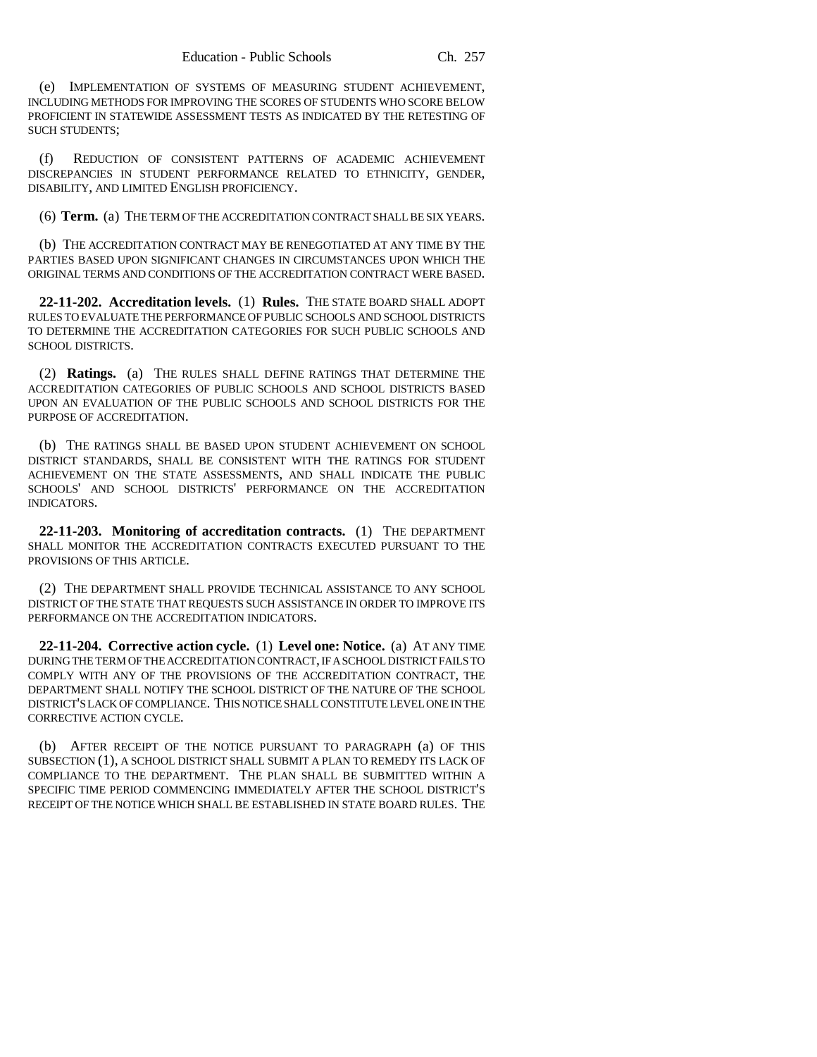(e) IMPLEMENTATION OF SYSTEMS OF MEASURING STUDENT ACHIEVEMENT, INCLUDING METHODS FOR IMPROVING THE SCORES OF STUDENTS WHO SCORE BELOW PROFICIENT IN STATEWIDE ASSESSMENT TESTS AS INDICATED BY THE RETESTING OF SUCH STUDENTS;

(f) REDUCTION OF CONSISTENT PATTERNS OF ACADEMIC ACHIEVEMENT DISCREPANCIES IN STUDENT PERFORMANCE RELATED TO ETHNICITY, GENDER, DISABILITY, AND LIMITED ENGLISH PROFICIENCY.

(6) **Term.** (a) THE TERM OF THE ACCREDITATION CONTRACT SHALL BE SIX YEARS.

(b) THE ACCREDITATION CONTRACT MAY BE RENEGOTIATED AT ANY TIME BY THE PARTIES BASED UPON SIGNIFICANT CHANGES IN CIRCUMSTANCES UPON WHICH THE ORIGINAL TERMS AND CONDITIONS OF THE ACCREDITATION CONTRACT WERE BASED.

**22-11-202. Accreditation levels.** (1) **Rules.** THE STATE BOARD SHALL ADOPT RULES TO EVALUATE THE PERFORMANCE OF PUBLIC SCHOOLS AND SCHOOL DISTRICTS TO DETERMINE THE ACCREDITATION CATEGORIES FOR SUCH PUBLIC SCHOOLS AND SCHOOL DISTRICTS.

(2) **Ratings.** (a) THE RULES SHALL DEFINE RATINGS THAT DETERMINE THE ACCREDITATION CATEGORIES OF PUBLIC SCHOOLS AND SCHOOL DISTRICTS BASED UPON AN EVALUATION OF THE PUBLIC SCHOOLS AND SCHOOL DISTRICTS FOR THE PURPOSE OF ACCREDITATION.

(b) THE RATINGS SHALL BE BASED UPON STUDENT ACHIEVEMENT ON SCHOOL DISTRICT STANDARDS, SHALL BE CONSISTENT WITH THE RATINGS FOR STUDENT ACHIEVEMENT ON THE STATE ASSESSMENTS, AND SHALL INDICATE THE PUBLIC SCHOOLS' AND SCHOOL DISTRICTS' PERFORMANCE ON THE ACCREDITATION INDICATORS.

**22-11-203. Monitoring of accreditation contracts.** (1) THE DEPARTMENT SHALL MONITOR THE ACCREDITATION CONTRACTS EXECUTED PURSUANT TO THE PROVISIONS OF THIS ARTICLE.

(2) THE DEPARTMENT SHALL PROVIDE TECHNICAL ASSISTANCE TO ANY SCHOOL DISTRICT OF THE STATE THAT REQUESTS SUCH ASSISTANCE IN ORDER TO IMPROVE ITS PERFORMANCE ON THE ACCREDITATION INDICATORS.

**22-11-204. Corrective action cycle.** (1) **Level one: Notice.** (a) AT ANY TIME DURING THE TERM OF THE ACCREDITATION CONTRACT, IF A SCHOOL DISTRICT FAILS TO COMPLY WITH ANY OF THE PROVISIONS OF THE ACCREDITATION CONTRACT, THE DEPARTMENT SHALL NOTIFY THE SCHOOL DISTRICT OF THE NATURE OF THE SCHOOL DISTRICT'S LACK OF COMPLIANCE. THIS NOTICE SHALL CONSTITUTE LEVEL ONE IN THE CORRECTIVE ACTION CYCLE.

(b) AFTER RECEIPT OF THE NOTICE PURSUANT TO PARAGRAPH (a) OF THIS SUBSECTION (1), A SCHOOL DISTRICT SHALL SUBMIT A PLAN TO REMEDY ITS LACK OF COMPLIANCE TO THE DEPARTMENT. THE PLAN SHALL BE SUBMITTED WITHIN A SPECIFIC TIME PERIOD COMMENCING IMMEDIATELY AFTER THE SCHOOL DISTRICT'S RECEIPT OF THE NOTICE WHICH SHALL BE ESTABLISHED IN STATE BOARD RULES. THE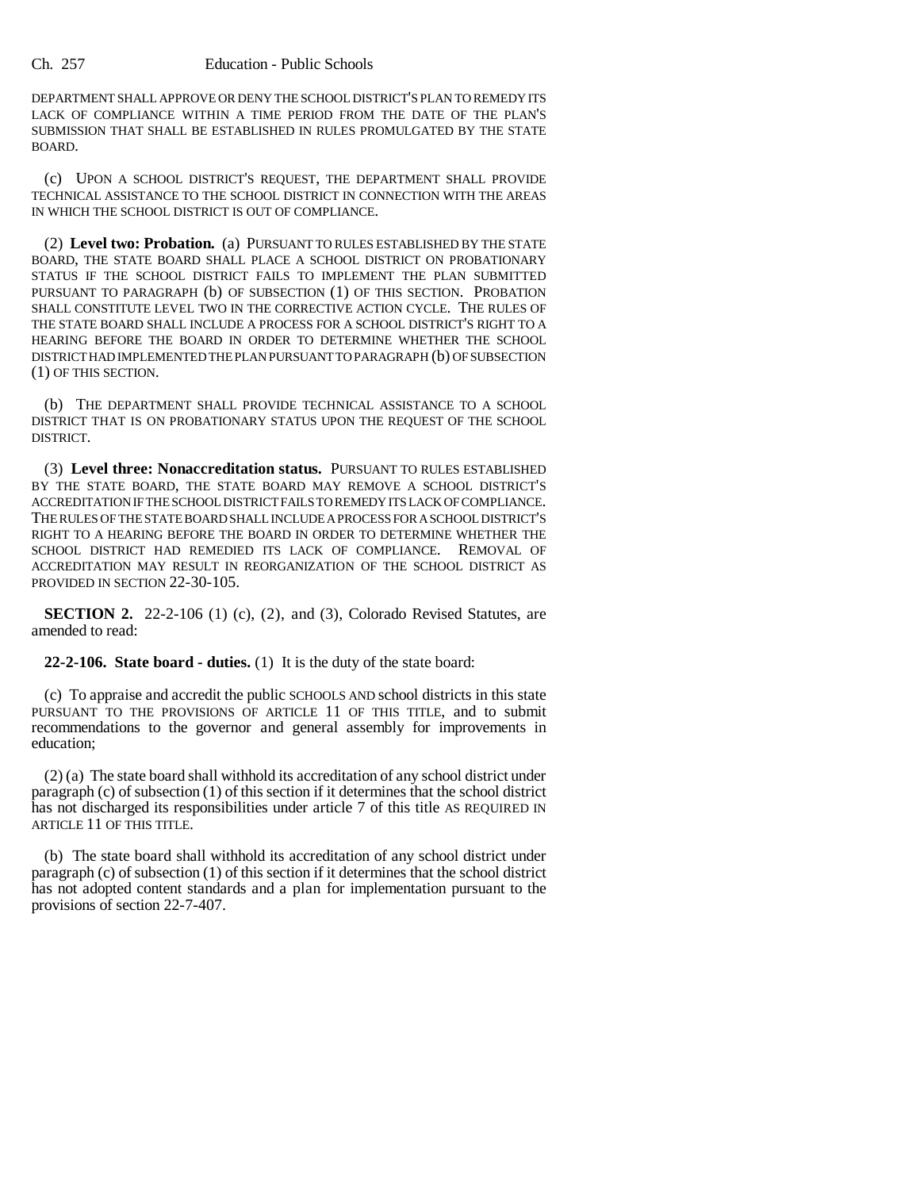DEPARTMENT SHALL APPROVE OR DENY THE SCHOOL DISTRICT'S PLAN TO REMEDY ITS LACK OF COMPLIANCE WITHIN A TIME PERIOD FROM THE DATE OF THE PLAN'S SUBMISSION THAT SHALL BE ESTABLISHED IN RULES PROMULGATED BY THE STATE BOARD.

(c) UPON A SCHOOL DISTRICT'S REQUEST, THE DEPARTMENT SHALL PROVIDE TECHNICAL ASSISTANCE TO THE SCHOOL DISTRICT IN CONNECTION WITH THE AREAS IN WHICH THE SCHOOL DISTRICT IS OUT OF COMPLIANCE.

(2) **Level two: Probation.** (a) PURSUANT TO RULES ESTABLISHED BY THE STATE BOARD, THE STATE BOARD SHALL PLACE A SCHOOL DISTRICT ON PROBATIONARY STATUS IF THE SCHOOL DISTRICT FAILS TO IMPLEMENT THE PLAN SUBMITTED PURSUANT TO PARAGRAPH (b) OF SUBSECTION (1) OF THIS SECTION. PROBATION SHALL CONSTITUTE LEVEL TWO IN THE CORRECTIVE ACTION CYCLE. THE RULES OF THE STATE BOARD SHALL INCLUDE A PROCESS FOR A SCHOOL DISTRICT'S RIGHT TO A HEARING BEFORE THE BOARD IN ORDER TO DETERMINE WHETHER THE SCHOOL DISTRICT HAD IMPLEMENTED THE PLAN PURSUANT TO PARAGRAPH (b) OF SUBSECTION (1) OF THIS SECTION.

(b) THE DEPARTMENT SHALL PROVIDE TECHNICAL ASSISTANCE TO A SCHOOL DISTRICT THAT IS ON PROBATIONARY STATUS UPON THE REQUEST OF THE SCHOOL DISTRICT.

(3) **Level three: Nonaccreditation status.** PURSUANT TO RULES ESTABLISHED BY THE STATE BOARD, THE STATE BOARD MAY REMOVE A SCHOOL DISTRICT'S ACCREDITATION IF THE SCHOOL DISTRICT FAILS TO REMEDY ITS LACK OF COMPLIANCE. THE RULES OF THE STATE BOARD SHALL INCLUDE A PROCESS FOR A SCHOOL DISTRICT'S RIGHT TO A HEARING BEFORE THE BOARD IN ORDER TO DETERMINE WHETHER THE SCHOOL DISTRICT HAD REMEDIED ITS LACK OF COMPLIANCE. REMOVAL OF ACCREDITATION MAY RESULT IN REORGANIZATION OF THE SCHOOL DISTRICT AS PROVIDED IN SECTION 22-30-105.

**SECTION 2.** 22-2-106 (1) (c), (2), and (3), Colorado Revised Statutes, are amended to read:

**22-2-106. State board - duties.** (1) It is the duty of the state board:

(c) To appraise and accredit the public SCHOOLS AND school districts in this state PURSUANT TO THE PROVISIONS OF ARTICLE 11 OF THIS TITLE, and to submit recommendations to the governor and general assembly for improvements in education;

(2) (a) The state board shall withhold its accreditation of any school district under paragraph (c) of subsection (1) of this section if it determines that the school district has not discharged its responsibilities under article 7 of this title AS REQUIRED IN ARTICLE 11 OF THIS TITLE.

(b) The state board shall withhold its accreditation of any school district under paragraph (c) of subsection (1) of this section if it determines that the school district has not adopted content standards and a plan for implementation pursuant to the provisions of section 22-7-407.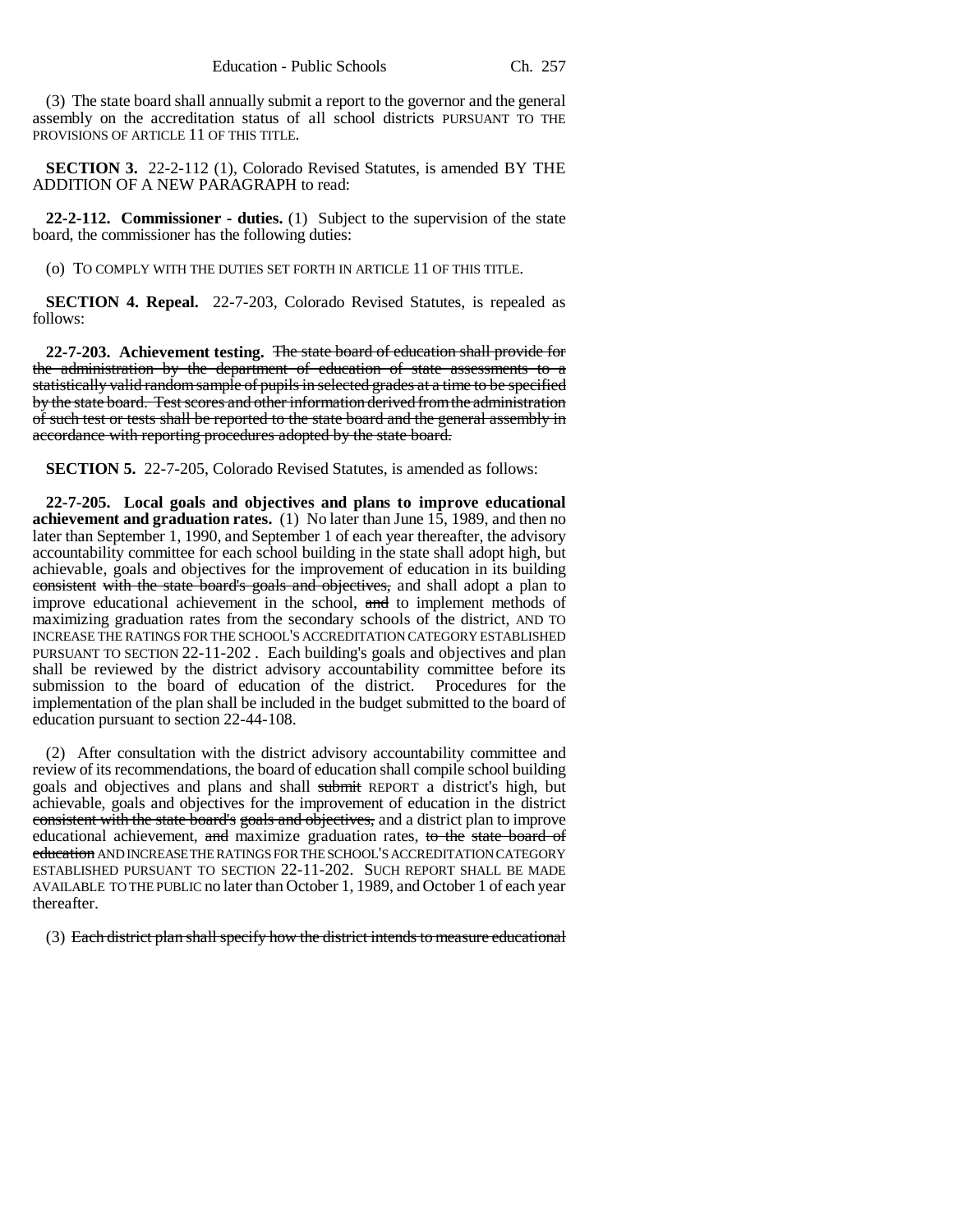(3) The state board shall annually submit a report to the governor and the general assembly on the accreditation status of all school districts PURSUANT TO THE PROVISIONS OF ARTICLE 11 OF THIS TITLE.

**SECTION 3.** 22-2-112 (1), Colorado Revised Statutes, is amended BY THE ADDITION OF A NEW PARAGRAPH to read:

**22-2-112. Commissioner - duties.** (1) Subject to the supervision of the state board, the commissioner has the following duties:

(o) TO COMPLY WITH THE DUTIES SET FORTH IN ARTICLE 11 OF THIS TITLE.

**SECTION 4. Repeal.** 22-7-203, Colorado Revised Statutes, is repealed as follows:

**22-7-203. Achievement testing.** ~~The state board of education shall provide for the administration by the department of education of state assessments to a statistically valid random sample of pupils in selected grades at a time to be specified by the state board. Test scores and other information derived from the administration of such test or tests shall be reported to the state board and the general assembly in accordance with reporting procedures adopted by the state board.~~

**SECTION 5.** 22-7-205, Colorado Revised Statutes, is amended as follows:

**22-7-205. Local goals and objectives and plans to improve educational achievement and graduation rates.** (1) No later than June 15, 1989, and then no later than September 1, 1990, and September 1 of each year thereafter, the advisory accountability committee for each school building in the state shall adopt high, but achievable, goals and objectives for the improvement of education in its building ~~consistent with the state board's goals and objectives,~~ and shall adopt a plan to improve educational achievement in the school, ~~and~~ to implement methods of maximizing graduation rates from the secondary schools of the district, AND TO INCREASE THE RATINGS FOR THE SCHOOL'S ACCREDITATION CATEGORY ESTABLISHED PURSUANT TO SECTION 22-11-202 . Each building's goals and objectives and plan shall be reviewed by the district advisory accountability committee before its submission to the board of education of the district. Procedures for the implementation of the plan shall be included in the budget submitted to the board of education pursuant to section 22-44-108.

(2) After consultation with the district advisory accountability committee and review of its recommendations, the board of education shall compile school building goals and objectives and plans and shall ~~submit~~ REPORT a district's high, but achievable, goals and objectives for the improvement of education in the district ~~consistent with the state board's goals and objectives,~~ and a district plan to improve educational achievement, ~~and~~ maximize graduation rates, ~~to the state board of education~~ AND INCREASE THE RATINGS FOR THE SCHOOL'S ACCREDITATION CATEGORY ESTABLISHED PURSUANT TO SECTION 22-11-202. SUCH REPORT SHALL BE MADE AVAILABLE TO THE PUBLIC no later than October 1, 1989, and October 1 of each year thereafter.

(3) ~~Each district plan shall specify how the district intends to measure educational~~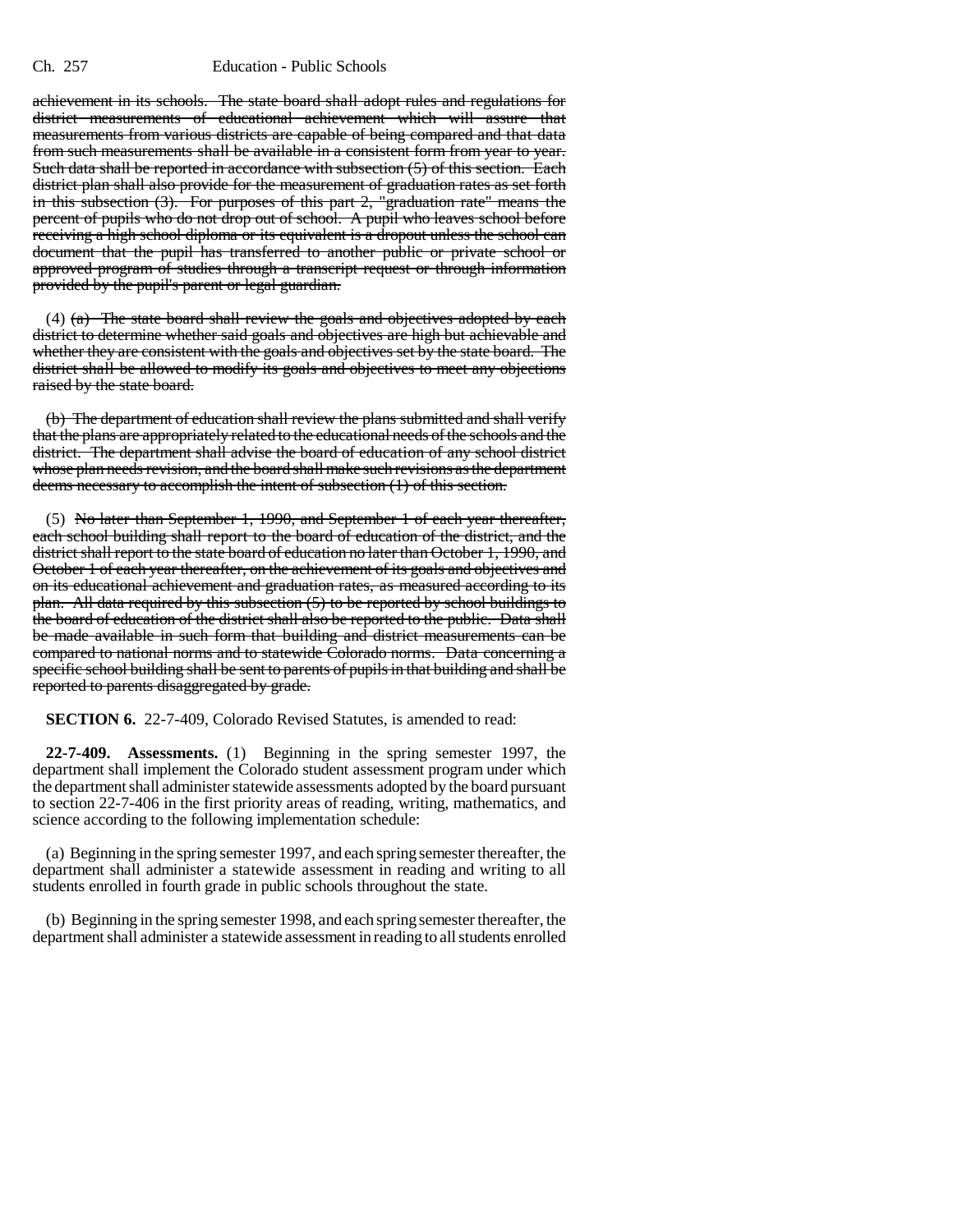achievement in its schools. The state board shall adopt rules and regulations for district measurements of educational achievement which will assure that measurements from various districts are capable of being compared and that data from such measurements shall be available in a consistent form from year to year. Such data shall be reported in accordance with subsection (5) of this section. Each district plan shall also provide for the measurement of graduation rates as set forth in this subsection (3). For purposes of this part 2, "graduation rate" means the percent of pupils who do not drop out of school. A pupil who leaves school before receiving a high school diploma or its equivalent is a dropout unless the school can document that the pupil has transferred to another public or private school or approved program of studies through a transcript request or through information provided by the pupil's parent or legal guardian.

(4) (a) The state board shall review the goals and objectives adopted by each district to determine whether said goals and objectives are high but achievable and whether they are consistent with the goals and objectives set by the state board. The district shall be allowed to modify its goals and objectives to meet any objections raised by the state board.

(b) The department of education shall review the plans submitted and shall verify that the plans are appropriately related to the educational needs of the schools and the district. The department shall advise the board of education of any school district whose plan needs revision, and the board shall make such revisions as the department deems necessary to accomplish the intent of subsection (1) of this section.

(5) No later than September 1, 1990, and September 1 of each year thereafter, each school building shall report to the board of education of the district, and the district shall report to the state board of education no later than October 1, 1990, and October 1 of each year thereafter, on the achievement of its goals and objectives and on its educational achievement and graduation rates, as measured according to its plan. All data required by this subsection (5) to be reported by school buildings to the board of education of the district shall also be reported to the public. Data shall be made available in such form that building and district measurements can be compared to national norms and to statewide Colorado norms. Data concerning a specific school building shall be sent to parents of pupils in that building and shall be reported to parents disaggregated by grade.

**SECTION 6.** 22-7-409, Colorado Revised Statutes, is amended to read:

**22-7-409. Assessments.** (1) Beginning in the spring semester 1997, the department shall implement the Colorado student assessment program under which the department shall administer statewide assessments adopted by the board pursuant to section 22-7-406 in the first priority areas of reading, writing, mathematics, and science according to the following implementation schedule:

(a) Beginning in the spring semester 1997, and each spring semester thereafter, the department shall administer a statewide assessment in reading and writing to all students enrolled in fourth grade in public schools throughout the state.

(b) Beginning in the spring semester 1998, and each spring semester thereafter, the department shall administer a statewide assessment in reading to all students enrolled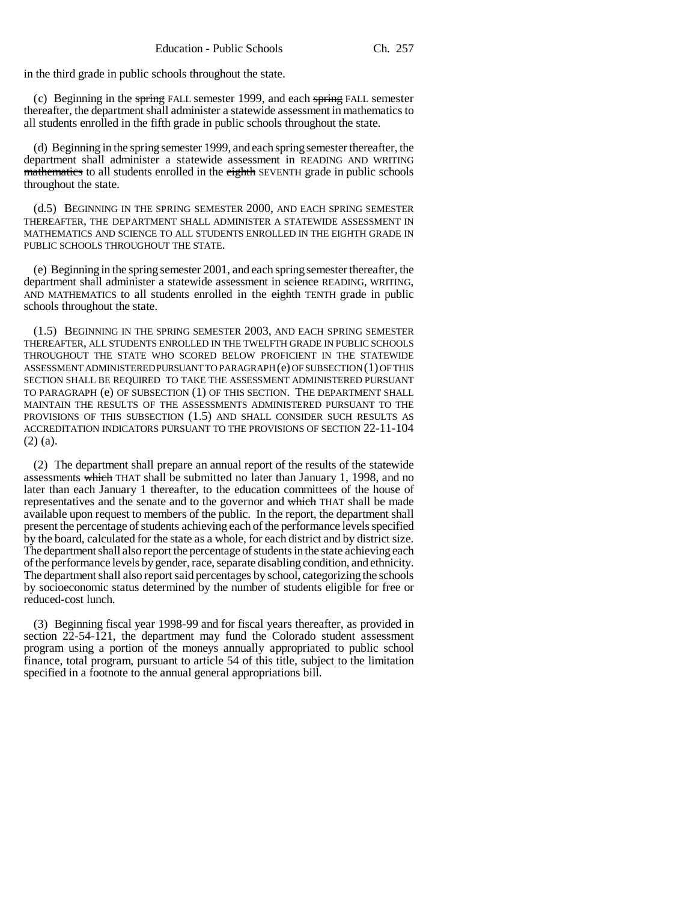in the third grade in public schools throughout the state.

(c) Beginning in the ~~spring~~ FALL semester 1999, and each ~~spring~~ FALL semester thereafter, the department shall administer a statewide assessment in mathematics to all students enrolled in the fifth grade in public schools throughout the state.

(d) Beginning in the spring semester 1999, and each spring semester thereafter, the department shall administer a statewide assessment in READING AND WRITING ~~mathematics~~ to all students enrolled in the ~~eighth~~ SEVENTH grade in public schools throughout the state.

(d.5) BEGINNING IN THE SPRING SEMESTER 2000, AND EACH SPRING SEMESTER THEREAFTER, THE DEPARTMENT SHALL ADMINISTER A STATEWIDE ASSESSMENT IN MATHEMATICS AND SCIENCE TO ALL STUDENTS ENROLLED IN THE EIGHTH GRADE IN PUBLIC SCHOOLS THROUGHOUT THE STATE.

(e) Beginning in the spring semester 2001, and each spring semester thereafter, the department shall administer a statewide assessment in ~~science~~ READING, WRITING, AND MATHEMATICS to all students enrolled in the ~~eighth~~ TENTH grade in public schools throughout the state.

(1.5) BEGINNING IN THE SPRING SEMESTER 2003, AND EACH SPRING SEMESTER THEREAFTER, ALL STUDENTS ENROLLED IN THE TWELFTH GRADE IN PUBLIC SCHOOLS THROUGHOUT THE STATE WHO SCORED BELOW PROFICIENT IN THE STATEWIDE ASSESSMENT ADMINISTERED PURSUANT TO PARAGRAPH (e) OF SUBSECTION (1) OF THIS SECTION SHALL BE REQUIRED TO TAKE THE ASSESSMENT ADMINISTERED PURSUANT TO PARAGRAPH (e) OF SUBSECTION (1) OF THIS SECTION. THE DEPARTMENT SHALL MAINTAIN THE RESULTS OF THE ASSESSMENTS ADMINISTERED PURSUANT TO THE PROVISIONS OF THIS SUBSECTION (1.5) AND SHALL CONSIDER SUCH RESULTS AS ACCREDITATION INDICATORS PURSUANT TO THE PROVISIONS OF SECTION 22-11-104 (2) (a).

(2) The department shall prepare an annual report of the results of the statewide assessments ~~which~~ THAT shall be submitted no later than January 1, 1998, and no later than each January 1 thereafter, to the education committees of the house of representatives and the senate and to the governor and ~~which~~ THAT shall be made available upon request to members of the public. In the report, the department shall present the percentage of students achieving each of the performance levels specified by the board, calculated for the state as a whole, for each district and by district size. The department shall also report the percentage of students in the state achieving each of the performance levels by gender, race, separate disabling condition, and ethnicity. The department shall also report said percentages by school, categorizing the schools by socioeconomic status determined by the number of students eligible for free or reduced-cost lunch.

(3) Beginning fiscal year 1998-99 and for fiscal years thereafter, as provided in section 22-54-121, the department may fund the Colorado student assessment program using a portion of the moneys annually appropriated to public school finance, total program, pursuant to article 54 of this title, subject to the limitation specified in a footnote to the annual general appropriations bill.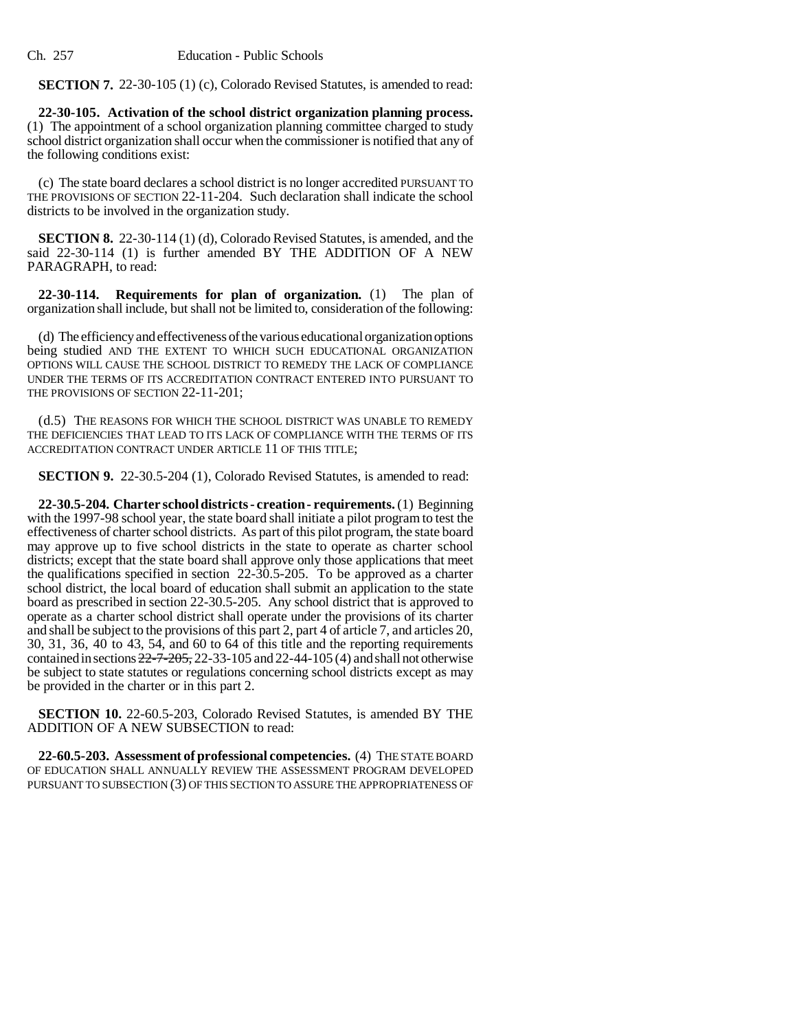**SECTION 7.** 22-30-105 (1) (c), Colorado Revised Statutes, is amended to read:

**22-30-105. Activation of the school district organization planning process.** (1) The appointment of a school organization planning committee charged to study school district organization shall occur when the commissioner is notified that any of the following conditions exist:

(c) The state board declares a school district is no longer accredited PURSUANT TO THE PROVISIONS OF SECTION 22-11-204. Such declaration shall indicate the school districts to be involved in the organization study.

**SECTION 8.** 22-30-114 (1) (d), Colorado Revised Statutes, is amended, and the said 22-30-114 (1) is further amended BY THE ADDITION OF A NEW PARAGRAPH, to read:

**22-30-114. Requirements for plan of organization.** (1) The plan of organization shall include, but shall not be limited to, consideration of the following:

(d) The efficiency and effectiveness of the various educational organization options being studied AND THE EXTENT TO WHICH SUCH EDUCATIONAL ORGANIZATION OPTIONS WILL CAUSE THE SCHOOL DISTRICT TO REMEDY THE LACK OF COMPLIANCE UNDER THE TERMS OF ITS ACCREDITATION CONTRACT ENTERED INTO PURSUANT TO THE PROVISIONS OF SECTION 22-11-201;

(d.5) THE REASONS FOR WHICH THE SCHOOL DISTRICT WAS UNABLE TO REMEDY THE DEFICIENCIES THAT LEAD TO ITS LACK OF COMPLIANCE WITH THE TERMS OF ITS ACCREDITATION CONTRACT UNDER ARTICLE 11 OF THIS TITLE;

**SECTION 9.** 22-30.5-204 (1), Colorado Revised Statutes, is amended to read:

**22-30.5-204. Charter school districts - creation - requirements.** (1) Beginning with the 1997-98 school year, the state board shall initiate a pilot program to test the effectiveness of charter school districts. As part of this pilot program, the state board may approve up to five school districts in the state to operate as charter school districts; except that the state board shall approve only those applications that meet the qualifications specified in section 22-30.5-205. To be approved as a charter school district, the local board of education shall submit an application to the state board as prescribed in section 22-30.5-205. Any school district that is approved to operate as a charter school district shall operate under the provisions of its charter and shall be subject to the provisions of this part 2, part 4 of article 7, and articles 20, 30, 31, 36, 40 to 43, 54, and 60 to 64 of this title and the reporting requirements contained in sections ~~22-7-205,~~ 22-33-105 and 22-44-105 (4) and shall not otherwise be subject to state statutes or regulations concerning school districts except as may be provided in the charter or in this part 2.

**SECTION 10.** 22-60.5-203, Colorado Revised Statutes, is amended BY THE ADDITION OF A NEW SUBSECTION to read:

**22-60.5-203. Assessment of professional competencies.** (4) THE STATE BOARD OF EDUCATION SHALL ANNUALLY REVIEW THE ASSESSMENT PROGRAM DEVELOPED PURSUANT TO SUBSECTION (3) OF THIS SECTION TO ASSURE THE APPROPRIATENESS OF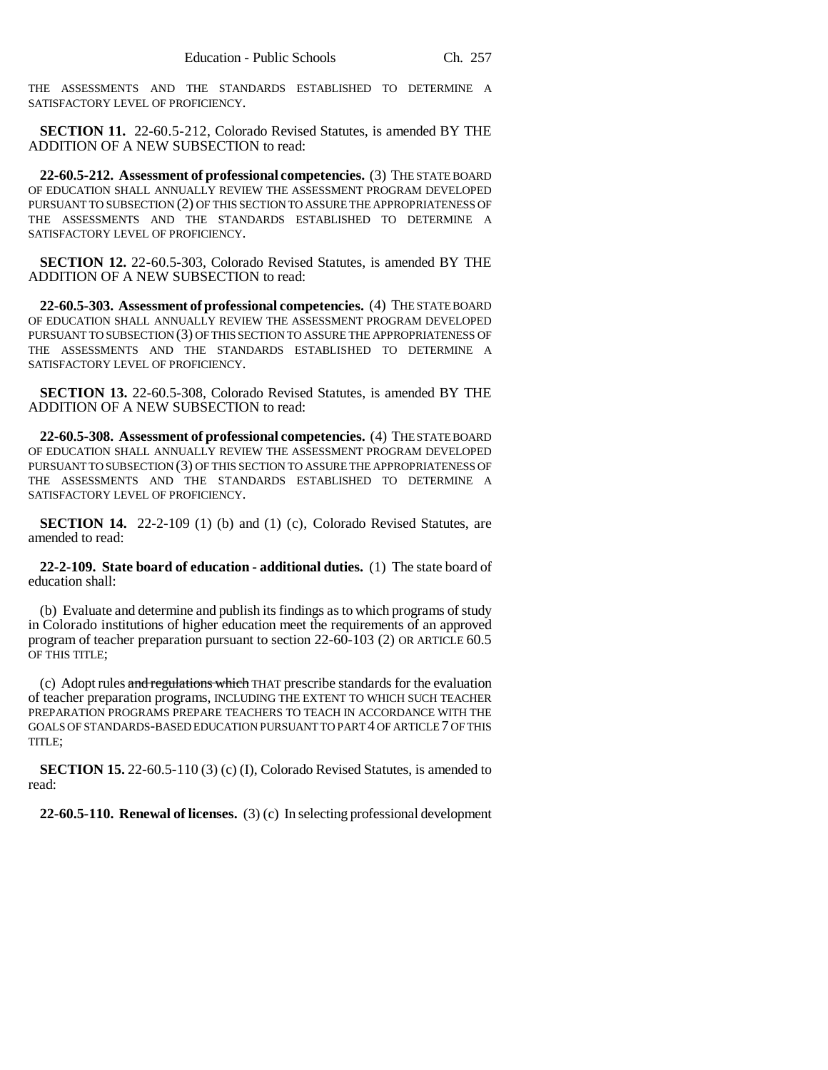THE ASSESSMENTS AND THE STANDARDS ESTABLISHED TO DETERMINE A SATISFACTORY LEVEL OF PROFICIENCY.

**SECTION 11.** 22-60.5-212, Colorado Revised Statutes, is amended BY THE ADDITION OF A NEW SUBSECTION to read:

**22-60.5-212. Assessment of professional competencies.** (3) THE STATE BOARD OF EDUCATION SHALL ANNUALLY REVIEW THE ASSESSMENT PROGRAM DEVELOPED PURSUANT TO SUBSECTION (2) OF THIS SECTION TO ASSURE THE APPROPRIATENESS OF THE ASSESSMENTS AND THE STANDARDS ESTABLISHED TO DETERMINE A SATISFACTORY LEVEL OF PROFICIENCY.

**SECTION 12.** 22-60.5-303, Colorado Revised Statutes, is amended BY THE ADDITION OF A NEW SUBSECTION to read:

**22-60.5-303. Assessment of professional competencies.** (4) THE STATE BOARD OF EDUCATION SHALL ANNUALLY REVIEW THE ASSESSMENT PROGRAM DEVELOPED PURSUANT TO SUBSECTION (3) OF THIS SECTION TO ASSURE THE APPROPRIATENESS OF THE ASSESSMENTS AND THE STANDARDS ESTABLISHED TO DETERMINE A SATISFACTORY LEVEL OF PROFICIENCY.

**SECTION 13.** 22-60.5-308, Colorado Revised Statutes, is amended BY THE ADDITION OF A NEW SUBSECTION to read:

**22-60.5-308. Assessment of professional competencies.** (4) THE STATE BOARD OF EDUCATION SHALL ANNUALLY REVIEW THE ASSESSMENT PROGRAM DEVELOPED PURSUANT TO SUBSECTION (3) OF THIS SECTION TO ASSURE THE APPROPRIATENESS OF THE ASSESSMENTS AND THE STANDARDS ESTABLISHED TO DETERMINE A SATISFACTORY LEVEL OF PROFICIENCY.

**SECTION 14.** 22-2-109 (1) (b) and (1) (c), Colorado Revised Statutes, are amended to read:

**22-2-109. State board of education - additional duties.** (1) The state board of education shall:

(b) Evaluate and determine and publish its findings as to which programs of study in Colorado institutions of higher education meet the requirements of an approved program of teacher preparation pursuant to section 22-60-103 (2) OR ARTICLE 60.5 OF THIS TITLE;

(c) Adopt rules ~~and regulations which~~ THAT prescribe standards for the evaluation of teacher preparation programs, INCLUDING THE EXTENT TO WHICH SUCH TEACHER PREPARATION PROGRAMS PREPARE TEACHERS TO TEACH IN ACCORDANCE WITH THE GOALS OF STANDARDS-BASED EDUCATION PURSUANT TO PART 4 OF ARTICLE 7 OF THIS TITLE;

**SECTION 15.** 22-60.5-110 (3) (c) (I), Colorado Revised Statutes, is amended to read:

**22-60.5-110. Renewal of licenses.** (3) (c) In selecting professional development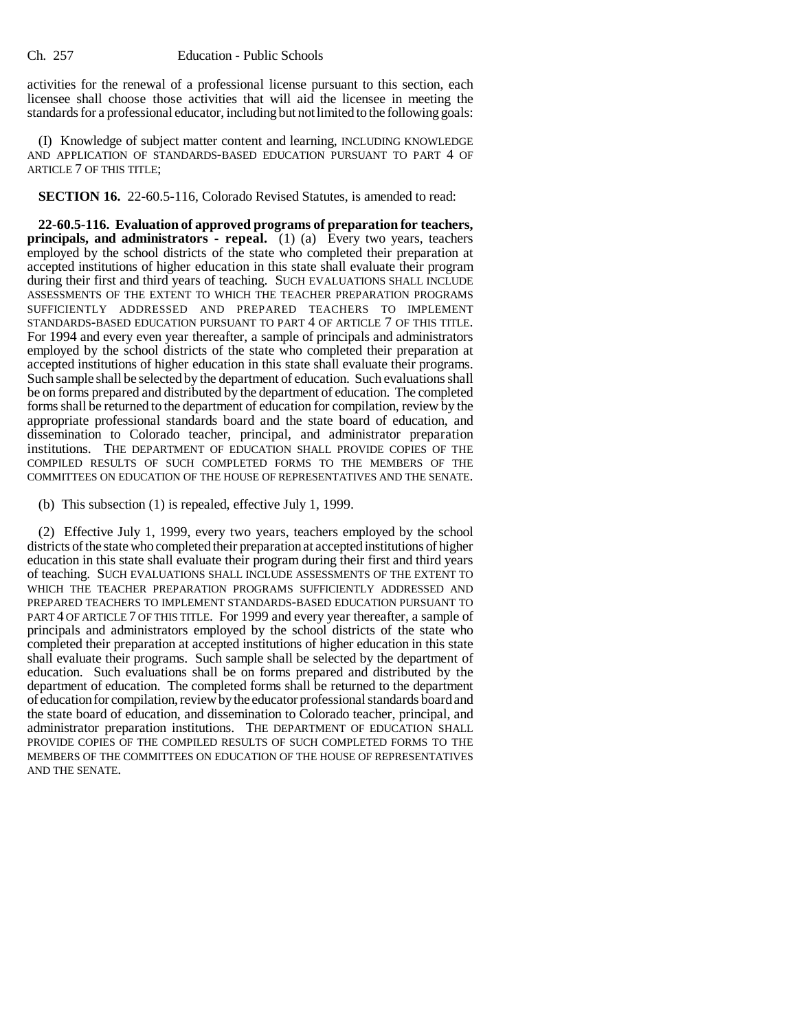activities for the renewal of a professional license pursuant to this section, each licensee shall choose those activities that will aid the licensee in meeting the standards for a professional educator, including but not limited to the following goals:

(I) Knowledge of subject matter content and learning, INCLUDING KNOWLEDGE AND APPLICATION OF STANDARDS-BASED EDUCATION PURSUANT TO PART 4 OF ARTICLE 7 OF THIS TITLE;

**SECTION 16.** 22-60.5-116, Colorado Revised Statutes, is amended to read:

**22-60.5-116. Evaluation of approved programs of preparation for teachers, principals, and administrators - repeal.** (1) (a) Every two years, teachers employed by the school districts of the state who completed their preparation at accepted institutions of higher education in this state shall evaluate their program during their first and third years of teaching. SUCH EVALUATIONS SHALL INCLUDE ASSESSMENTS OF THE EXTENT TO WHICH THE TEACHER PREPARATION PROGRAMS SUFFICIENTLY ADDRESSED AND PREPARED TEACHERS TO IMPLEMENT STANDARDS-BASED EDUCATION PURSUANT TO PART 4 OF ARTICLE 7 OF THIS TITLE. For 1994 and every even year thereafter, a sample of principals and administrators employed by the school districts of the state who completed their preparation at accepted institutions of higher education in this state shall evaluate their programs. Such sample shall be selected by the department of education. Such evaluations shall be on forms prepared and distributed by the department of education. The completed forms shall be returned to the department of education for compilation, review by the appropriate professional standards board and the state board of education, and dissemination to Colorado teacher, principal, and administrator preparation institutions. THE DEPARTMENT OF EDUCATION SHALL PROVIDE COPIES OF THE COMPILED RESULTS OF SUCH COMPLETED FORMS TO THE MEMBERS OF THE COMMITTEES ON EDUCATION OF THE HOUSE OF REPRESENTATIVES AND THE SENATE.

(b) This subsection (1) is repealed, effective July 1, 1999.

(2) Effective July 1, 1999, every two years, teachers employed by the school districts of the state who completed their preparation at accepted institutions of higher education in this state shall evaluate their program during their first and third years of teaching. SUCH EVALUATIONS SHALL INCLUDE ASSESSMENTS OF THE EXTENT TO WHICH THE TEACHER PREPARATION PROGRAMS SUFFICIENTLY ADDRESSED AND PREPARED TEACHERS TO IMPLEMENT STANDARDS-BASED EDUCATION PURSUANT TO PART 4 OF ARTICLE 7 OF THIS TITLE. For 1999 and every year thereafter, a sample of principals and administrators employed by the school districts of the state who completed their preparation at accepted institutions of higher education in this state shall evaluate their programs. Such sample shall be selected by the department of education. Such evaluations shall be on forms prepared and distributed by the department of education. The completed forms shall be returned to the department of education for compilation, review by the educator professional standards board and the state board of education, and dissemination to Colorado teacher, principal, and administrator preparation institutions. THE DEPARTMENT OF EDUCATION SHALL PROVIDE COPIES OF THE COMPILED RESULTS OF SUCH COMPLETED FORMS TO THE MEMBERS OF THE COMMITTEES ON EDUCATION OF THE HOUSE OF REPRESENTATIVES AND THE SENATE.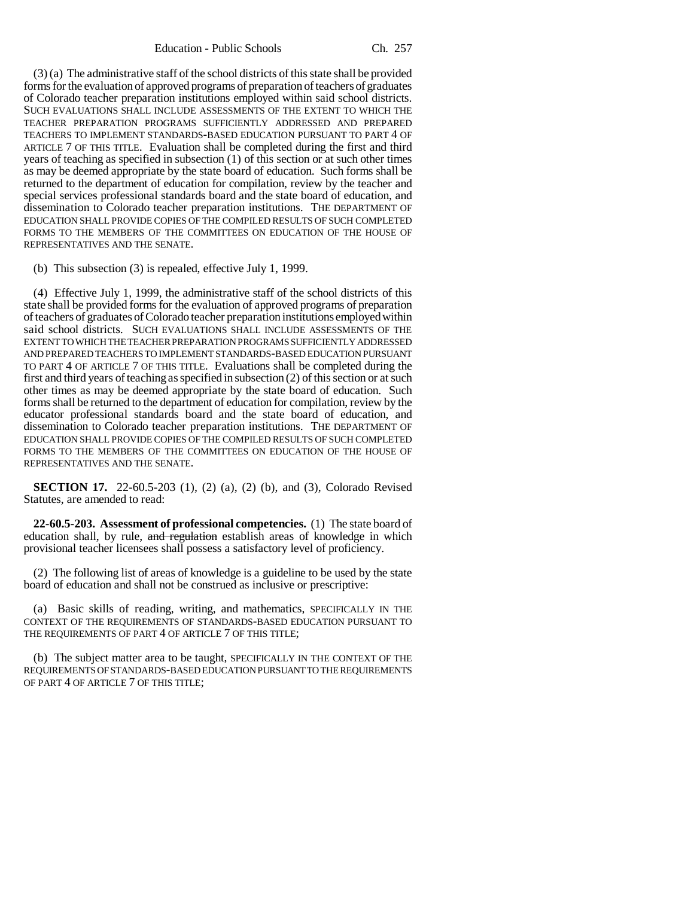(3) (a) The administrative staff of the school districts of this state shall be provided forms for the evaluation of approved programs of preparation of teachers of graduates of Colorado teacher preparation institutions employed within said school districts. SUCH EVALUATIONS SHALL INCLUDE ASSESSMENTS OF THE EXTENT TO WHICH THE TEACHER PREPARATION PROGRAMS SUFFICIENTLY ADDRESSED AND PREPARED TEACHERS TO IMPLEMENT STANDARDS-BASED EDUCATION PURSUANT TO PART 4 OF ARTICLE 7 OF THIS TITLE. Evaluation shall be completed during the first and third years of teaching as specified in subsection (1) of this section or at such other times as may be deemed appropriate by the state board of education. Such forms shall be returned to the department of education for compilation, review by the teacher and special services professional standards board and the state board of education, and dissemination to Colorado teacher preparation institutions. THE DEPARTMENT OF EDUCATION SHALL PROVIDE COPIES OF THE COMPILED RESULTS OF SUCH COMPLETED FORMS TO THE MEMBERS OF THE COMMITTEES ON EDUCATION OF THE HOUSE OF REPRESENTATIVES AND THE SENATE.

(b) This subsection (3) is repealed, effective July 1, 1999.

(4) Effective July 1, 1999, the administrative staff of the school districts of this state shall be provided forms for the evaluation of approved programs of preparation of teachers of graduates of Colorado teacher preparation institutions employed within said school districts. SUCH EVALUATIONS SHALL INCLUDE ASSESSMENTS OF THE EXTENT TO WHICH THE TEACHER PREPARATION PROGRAMS SUFFICIENTLY ADDRESSED AND PREPARED TEACHERS TO IMPLEMENT STANDARDS-BASED EDUCATION PURSUANT TO PART 4 OF ARTICLE 7 OF THIS TITLE. Evaluations shall be completed during the first and third years of teaching as specified in subsection (2) of this section or at such other times as may be deemed appropriate by the state board of education. Such forms shall be returned to the department of education for compilation, review by the educator professional standards board and the state board of education, and dissemination to Colorado teacher preparation institutions. THE DEPARTMENT OF EDUCATION SHALL PROVIDE COPIES OF THE COMPILED RESULTS OF SUCH COMPLETED FORMS TO THE MEMBERS OF THE COMMITTEES ON EDUCATION OF THE HOUSE OF REPRESENTATIVES AND THE SENATE.

**SECTION 17.** 22-60.5-203 (1), (2) (a), (2) (b), and (3), Colorado Revised Statutes, are amended to read:

**22-60.5-203. Assessment of professional competencies.** (1) The state board of education shall, by rule, ~~and regulation~~ establish areas of knowledge in which provisional teacher licensees shall possess a satisfactory level of proficiency.

(2) The following list of areas of knowledge is a guideline to be used by the state board of education and shall not be construed as inclusive or prescriptive:

(a) Basic skills of reading, writing, and mathematics, SPECIFICALLY IN THE CONTEXT OF THE REQUIREMENTS OF STANDARDS-BASED EDUCATION PURSUANT TO THE REQUIREMENTS OF PART 4 OF ARTICLE 7 OF THIS TITLE;

(b) The subject matter area to be taught, SPECIFICALLY IN THE CONTEXT OF THE REQUIREMENTS OF STANDARDS-BASED EDUCATION PURSUANT TO THE REQUIREMENTS OF PART 4 OF ARTICLE 7 OF THIS TITLE;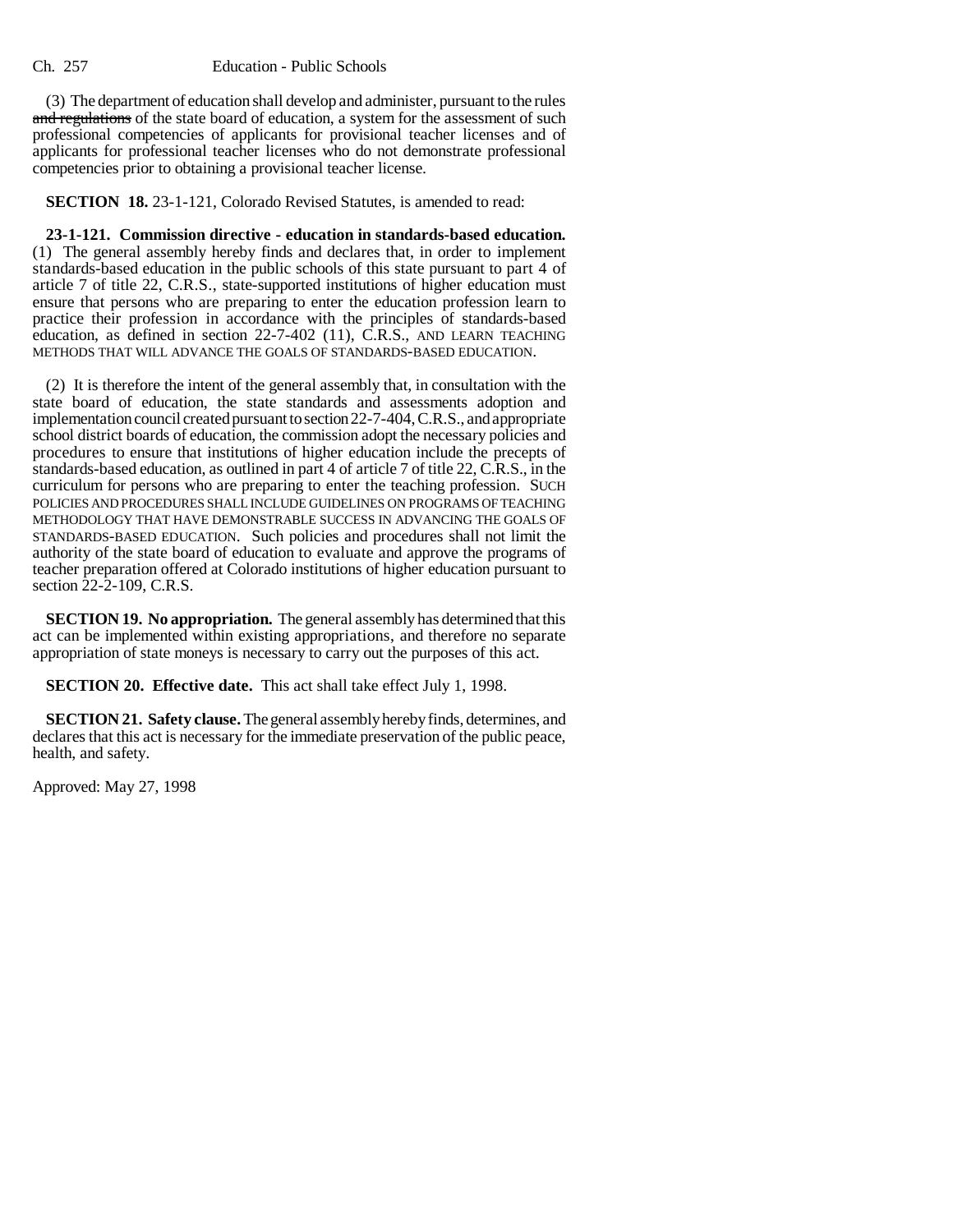(3) The department of education shall develop and administer, pursuant to the rules ~~and regulations~~ of the state board of education, a system for the assessment of such professional competencies of applicants for provisional teacher licenses and of applicants for professional teacher licenses who do not demonstrate professional competencies prior to obtaining a provisional teacher license.

**SECTION 18.** 23-1-121, Colorado Revised Statutes, is amended to read:

**23-1-121. Commission directive - education in standards-based education.** (1) The general assembly hereby finds and declares that, in order to implement standards-based education in the public schools of this state pursuant to part 4 of article 7 of title 22, C.R.S., state-supported institutions of higher education must ensure that persons who are preparing to enter the education profession learn to practice their profession in accordance with the principles of standards-based education, as defined in section 22-7-402 (11), C.R.S., AND LEARN TEACHING METHODS THAT WILL ADVANCE THE GOALS OF STANDARDS-BASED EDUCATION.

(2) It is therefore the intent of the general assembly that, in consultation with the state board of education, the state standards and assessments adoption and implementation council created pursuant to section 22-7-404, C.R.S., and appropriate school district boards of education, the commission adopt the necessary policies and procedures to ensure that institutions of higher education include the precepts of standards-based education, as outlined in part 4 of article 7 of title 22, C.R.S., in the curriculum for persons who are preparing to enter the teaching profession. SUCH POLICIES AND PROCEDURES SHALL INCLUDE GUIDELINES ON PROGRAMS OF TEACHING METHODOLOGY THAT HAVE DEMONSTRABLE SUCCESS IN ADVANCING THE GOALS OF STANDARDS-BASED EDUCATION. Such policies and procedures shall not limit the authority of the state board of education to evaluate and approve the programs of teacher preparation offered at Colorado institutions of higher education pursuant to section 22-2-109, C.R.S.

**SECTION 19. No appropriation.** The general assembly has determined that this act can be implemented within existing appropriations, and therefore no separate appropriation of state moneys is necessary to carry out the purposes of this act.

**SECTION 20. Effective date.** This act shall take effect July 1, 1998.

**SECTION 21. Safety clause.** The general assembly hereby finds, determines, and declares that this act is necessary for the immediate preservation of the public peace, health, and safety.

Approved: May 27, 1998